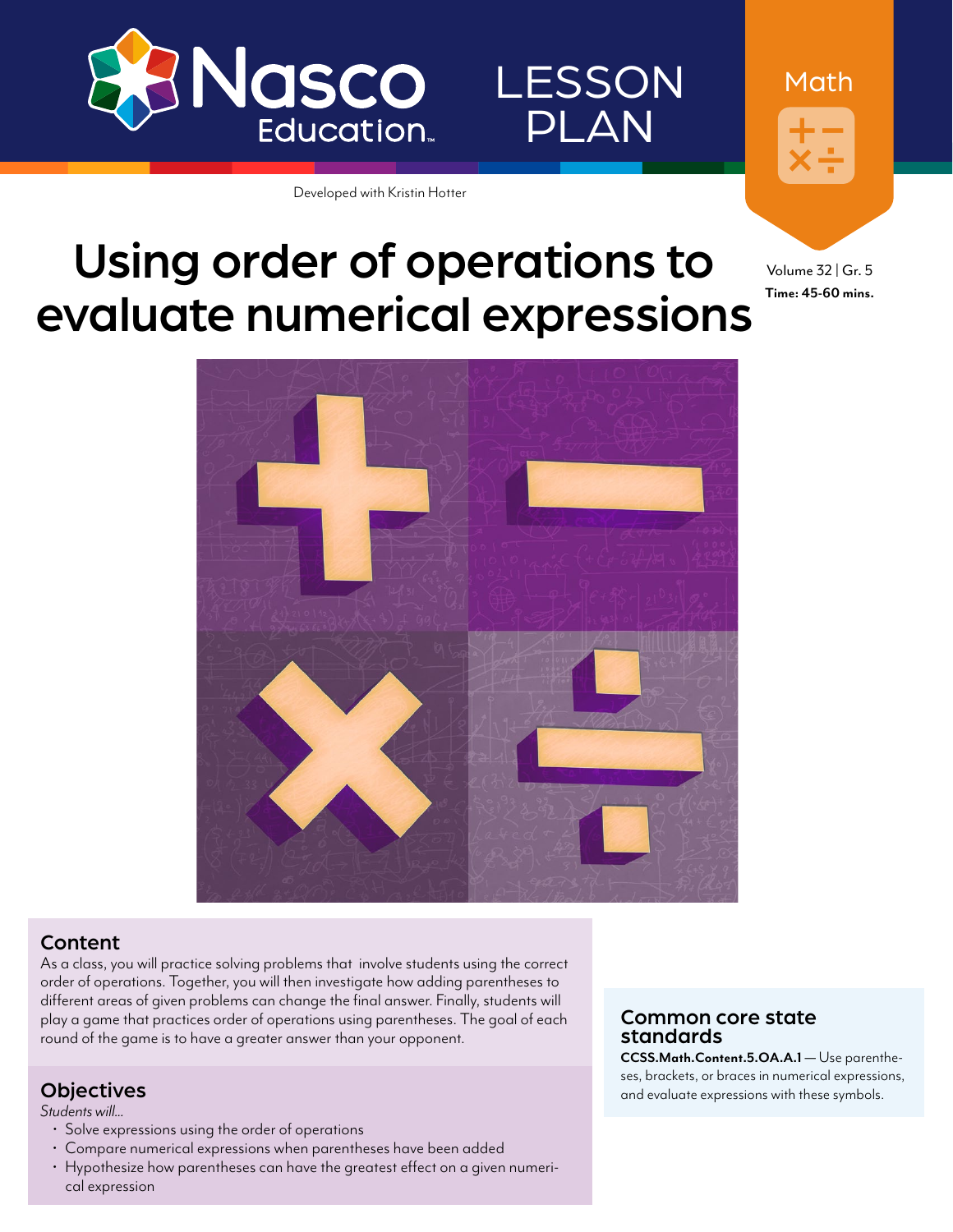Nasco Education

LESSON PLAN

Math

Developed with Kristin Hotter

# Using order of operations to evaluate numerical expressions

Volume 32 | Gr. 5

**Time: 45-60 mins.**

## Content

As a class, you will practice solving problems that involve students using the correct order of operations. Together, you will then investigate how adding parentheses to different areas of given problems can change the final answer. Finally, students will play a game that practices order of operations using parentheses. The goal of each round of the game is to have a greater answer than your opponent.

## Objectives

*Students will...*

- Solve expressions using the order of operations
- Compare numerical expressions when parentheses have been added
- Hypothesize how parentheses can have the greatest effect on a given numerical expression

## Common core state standards

**CCSS.Math.Content.5.OA.A.1** — Use parentheses, brackets, or braces in numerical expressions, and evaluate expressions with these symbols.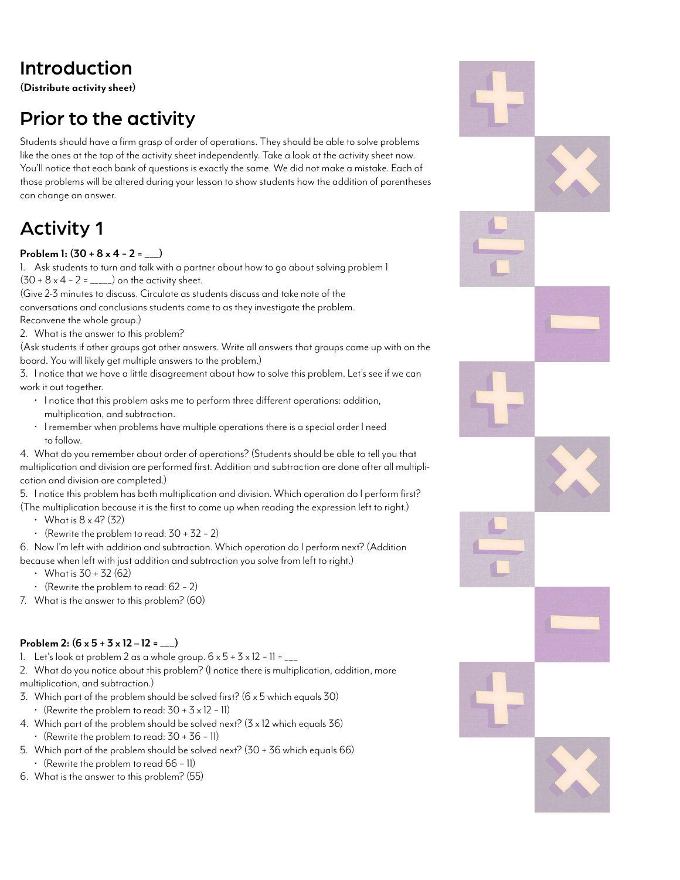# Introduction

**(Distribute activity sheet)**

# Prior to the activity

Students should have a firm grasp of order of operations. They should be able to solve problems like the ones at the top of the activity sheet independently. Take a look at the activity sheet now. You'll notice that each bank of questions is exactly the same. We did not make a mistake. Each of those problems will be altered during your lesson to show students how the addition of parentheses can change an answer.

# Activity 1

**Problem 1: (30 + 8 x 4 - 2 = ___)**

1. Ask students to turn and talk with a partner about how to go about solving problem 1 (30 + 8 x 4 – 2 = _____) on the activity sheet.
(Give 2-3 minutes to discuss. Circulate as students discuss and take note of the conversations and conclusions students come to as they investigate the problem. Reconvene the whole group.)
2. What is the answer to this problem?
(Ask students if other groups got other answers. Write all answers that groups come up with on the board. You will likely get multiple answers to the problem.)
3. I notice that we have a little disagreement about how to solve this problem. Let's see if we can work it out together.
   - I notice that this problem asks me to perform three different operations: addition, multiplication, and subtraction.
   - I remember when problems have multiple operations there is a special order I need to follow.
4. What do you remember about order of operations? (Students should be able to tell you that multiplication and division are performed first. Addition and subtraction are done after all multiplication and division are completed.)
5. I notice this problem has both multiplication and division. Which operation do I perform first? (The multiplication because it is the first to come up when reading the expression left to right.)
   - What is 8 x 4? (32)
   - (Rewrite the problem to read: 30 + 32 – 2)
6. Now I'm left with addition and subtraction. Which operation do I perform next? (Addition because when left with just addition and subtraction you solve from left to right.)
   - What is 30 + 32 (62)
   - (Rewrite the problem to read: 62 – 2)
7. What is the answer to this problem? (60)

**Problem 2: (6 x 5 + 3 x 12 – 12 = ___)**

1. Let's look at problem 2 as a whole group. 6 x 5 + 3 x 12 – 11 = ___
2. What do you notice about this problem? (I notice there is multiplication, addition, more multiplication, and subtraction.)
3. Which part of the problem should be solved first? (6 x 5 which equals 30)
   - (Rewrite the problem to read: 30 + 3 x 12 – 11)
4. Which part of the problem should be solved next? (3 x 12 which equals 36)
   - (Rewrite the problem to read: 30 + 36 – 11)
5. Which part of the problem should be solved next? (30 + 36 which equals 66)
   - (Rewrite the problem to read 66 – 11)
6. What is the answer to this problem? (55)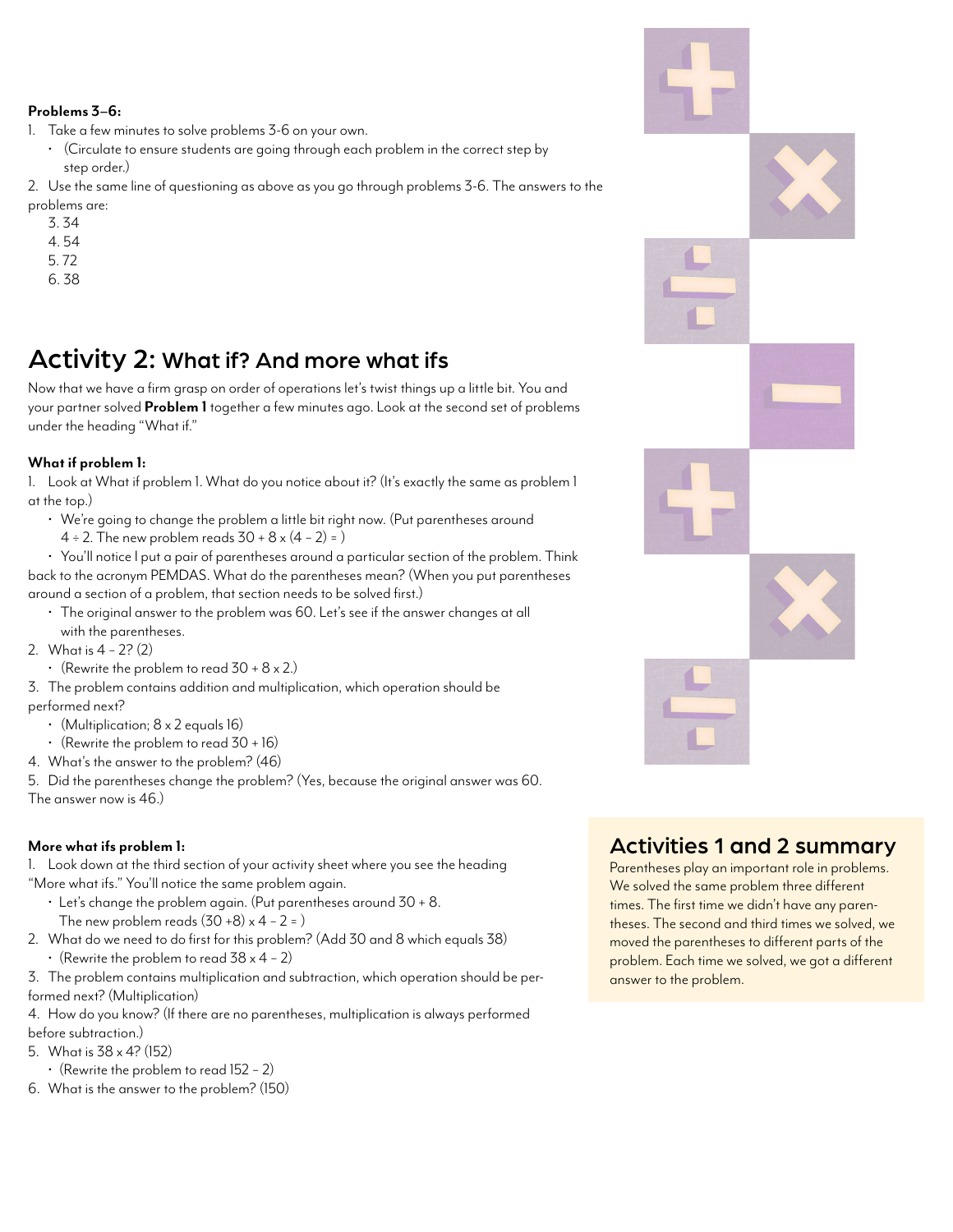**Problems 3–6:**

1. Take a few minutes to solve problems 3-6 on your own.
   - (Circulate to ensure students are going through each problem in the correct step by step order.)
2. Use the same line of questioning as above as you go through problems 3-6. The answers to the problems are:
   3. 34
   4. 54
   5. 72
   6. 38

# Activity 2: What if? And more what ifs

Now that we have a firm grasp on order of operations let's twist things up a little bit. You and your partner solved **Problem 1** together a few minutes ago. Look at the second set of problems under the heading "What if."

**What if problem 1:**

1. Look at What if problem 1. What do you notice about it? (It's exactly the same as problem 1 at the top.)
   - We're going to change the problem a little bit right now. (Put parentheses around 4 ÷ 2. The new problem reads 30 + 8 x (4 – 2) = )
   - You'll notice I put a pair of parentheses around a particular section of the problem. Think back to the acronym PEMDAS. What do the parentheses mean? (When you put parentheses around a section of a problem, that section needs to be solved first.)
   - The original answer to the problem was 60. Let's see if the answer changes at all with the parentheses.
2. What is 4 – 2? (2)
   - (Rewrite the problem to read 30 + 8 x 2.)
3. The problem contains addition and multiplication, which operation should be performed next?
   - (Multiplication; 8 x 2 equals 16)
   - (Rewrite the problem to read 30 + 16)
4. What's the answer to the problem? (46)
5. Did the parentheses change the problem? (Yes, because the original answer was 60. The answer now is 46.)

**More what ifs problem 1:**

1. Look down at the third section of your activity sheet where you see the heading "More what ifs." You'll notice the same problem again.
   - Let's change the problem again. (Put parentheses around 30 + 8. The new problem reads (30 +8) x 4 – 2 = )
2. What do we need to do first for this problem? (Add 30 and 8 which equals 38)
   - (Rewrite the problem to read 38 x 4 – 2)
3. The problem contains multiplication and subtraction, which operation should be performed next? (Multiplication)
4. How do you know? (If there are no parentheses, multiplication is always performed before subtraction.)
5. What is 38 x 4? (152)
   - (Rewrite the problem to read 152 – 2)
6. What is the answer to the problem? (150)

## Activities 1 and 2 summary

Parentheses play an important role in problems. We solved the same problem three different times. The first time we didn't have any parentheses. The second and third times we solved, we moved the parentheses to different parts of the problem. Each time we solved, we got a different answer to the problem.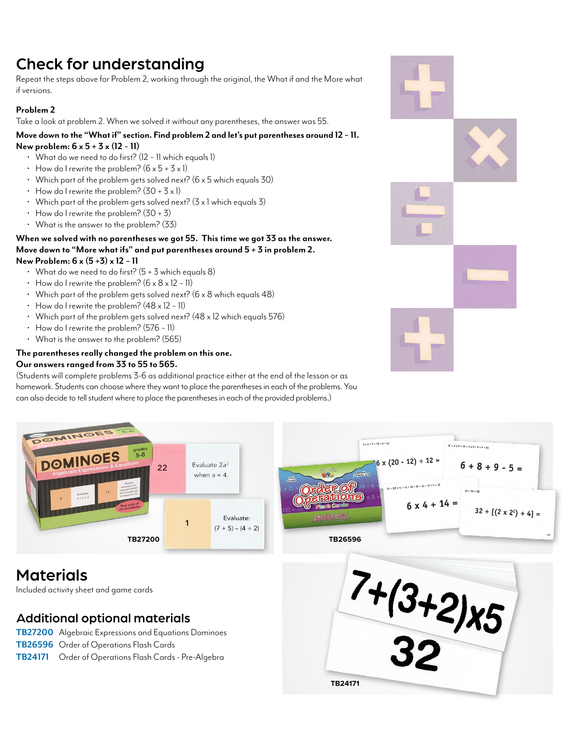## Check for understanding

Repeat the steps above for Problem 2, working through the original, the What if and the More what if versions.

### Problem 2

Take a look at problem 2. When we solved it without any parentheses, the answer was 55.

**Move down to the "What if" section. Find problem 2 and let's put parentheses around 12 – 11.**
**New problem: 6 x 5 + 3 x (12 – 11)**

- What do we need to do first? (12 – 11 which equals 1)
- How do I rewrite the problem? (6 x 5 + 3 x 1)
- Which part of the problem gets solved next? (6 x 5 which equals 30)
- How do I rewrite the problem? (30 + 3 x 1)
- Which part of the problem gets solved next? (3 x 1 which equals 3)
- How do I rewrite the problem? (30 + 3)
- What is the answer to the problem? (33)

**When we solved with no parentheses we got 55. This time we got 33 as the answer.**
**Move down to "More what ifs" and put parentheses around 5 + 3 in problem 2.**
**New Problem: 6 x (5 +3) x 12 – 11**

- What do we need to do first? (5 + 3 which equals 8)
- How do I rewrite the problem? (6 x 8 x 12 – 11)
- Which part of the problem gets solved next? (6 x 8 which equals 48)
- How do I rewrite the problem? (48 x 12 – 11)
- Which part of the problem gets solved next? (48 x 12 which equals 576)
- How do I rewrite the problem? (576 – 11)
- What is the answer to the problem? (565)

**The parentheses really changed the problem on this one.**
**Our answers ranged from 33 to 55 to 565.**

(Students will complete problems 3-6 as additional practice either at the end of the lesson or as homework. Students can choose where they want to place the parentheses in each of the problems. You can also decide to tell student where to place the parentheses in each of the provided problems.)

TB27200

TB26596

## Materials

Included activity sheet and game cards

## Additional optional materials

**TB27200** Algebraic Expressions and Equations Dominoes
**TB26596** Order of Operations Flash Cards
**TB24171** Order of Operations Flash Cards - Pre-Algebra

TB24171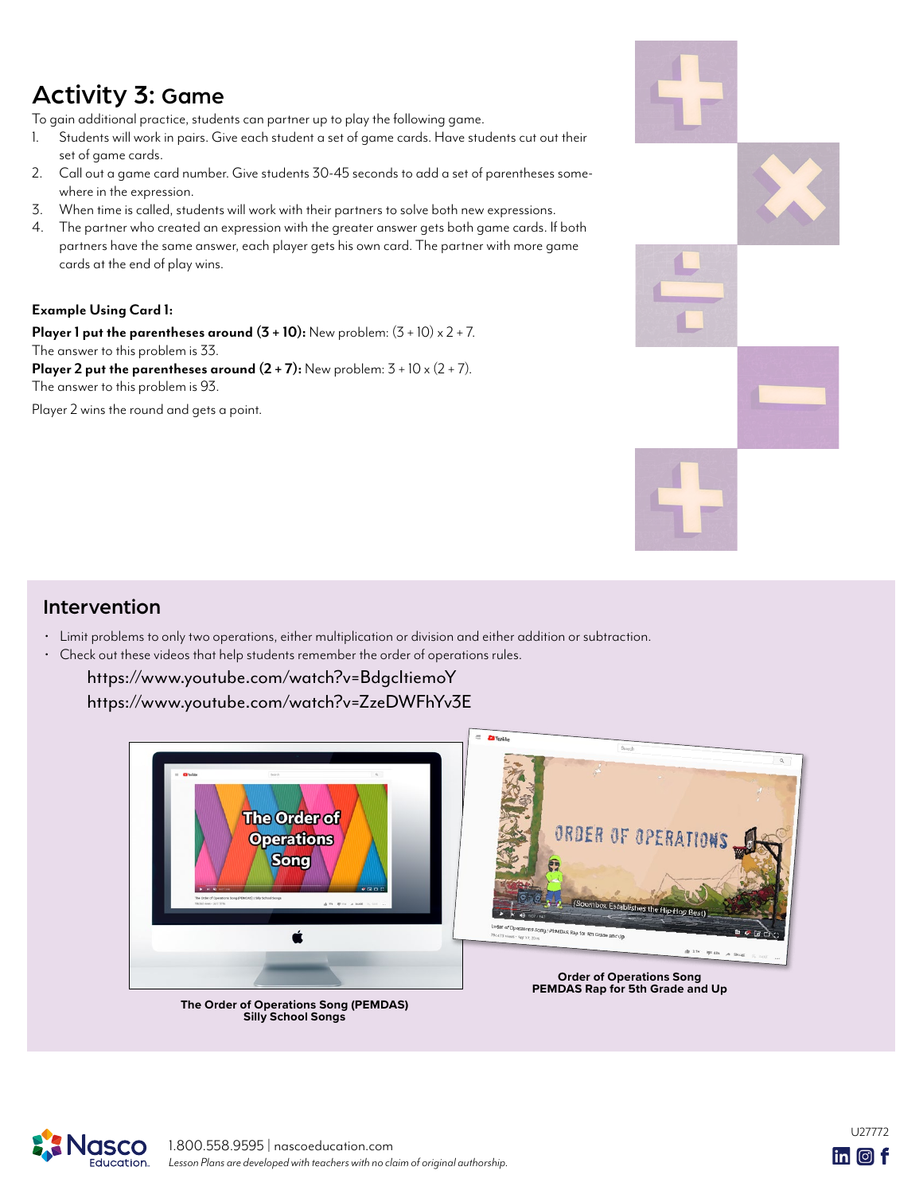## Activity 3: Game

To gain additional practice, students can partner up to play the following game.

1. Students will work in pairs. Give each student a set of game cards. Have students cut out their set of game cards.
2. Call out a game card number. Give students 30-45 seconds to add a set of parentheses somewhere in the expression.
3. When time is called, students will work with their partners to solve both new expressions.
4. The partner who created an expression with the greater answer gets both game cards. If both partners have the same answer, each player gets his own card. The partner with more game cards at the end of play wins.

**Example Using Card 1:**

**Player 1 put the parentheses around (3 + 10):** New problem: (3 + 10) x 2 + 7.
The answer to this problem is 33.
**Player 2 put the parentheses around (2 + 7):** New problem: 3 + 10 x (2 + 7).
The answer to this problem is 93.

Player 2 wins the round and gets a point.

## Intervention

- Limit problems to only two operations, either multiplication or division and either addition or subtraction.
- Check out these videos that help students remember the order of operations rules.

  https://www.youtube.com/watch?v=BdgcltiemoY
  https://www.youtube.com/watch?v=ZzeDWFhYv3E

**The Order of Operations Song (PEMDAS)**
**Silly School Songs**

**Order of Operations Song**
**PEMDAS Rap for 5th Grade and Up**

1.800.558.9595 | nascoeducation.com
*Lesson Plans are developed with teachers with no claim of original authorship.*

U27772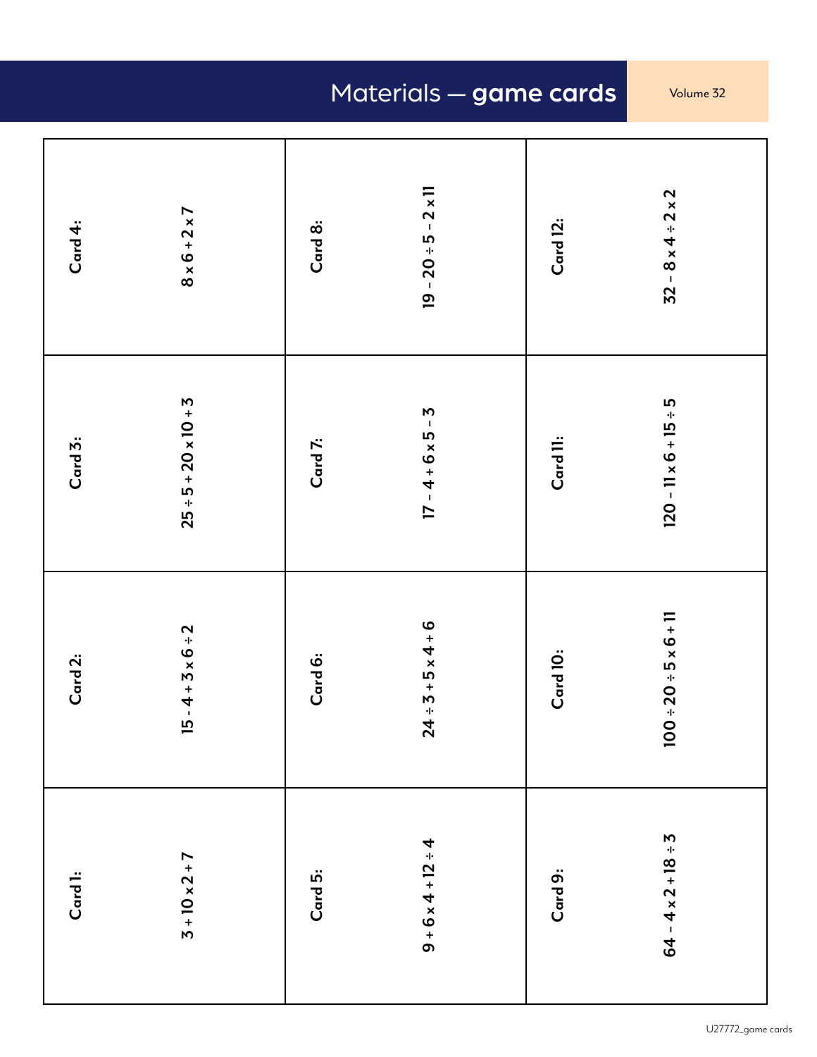# Materials — **game cards**

| | | |
|---|---|---|
| **Card 1:** $3 + 10 \times 2 + 7$ | **Card 5:** $9 + 6 \times 4 + 12 \div 4$ | **Card 9:** $64 - 4 \times 2 + 18 \div 3$ |
| **Card 2:** $15 - 4 + 3 \times 6 \div 2$ | **Card 6:** $24 \div 3 + 5 \times 4 + 6$ | **Card 10:** $100 \div 20 \div 5 \times 6 + 11$ |
| **Card 3:** $25 \div 5 + 20 \times 10 + 3$ | **Card 7:** $17 - 4 + 6 \times 5 - 3$ | **Card 11:** $120 - 11 \times 6 + 15 \div 5$ |
| **Card 4:** $8 \times 6 + 2 \times 7$ | **Card 8:** $19 - 20 \div 5 - 2 \times 11$ | **Card 12:** $32 - 8 \times 4 \div 2 \times 2$ |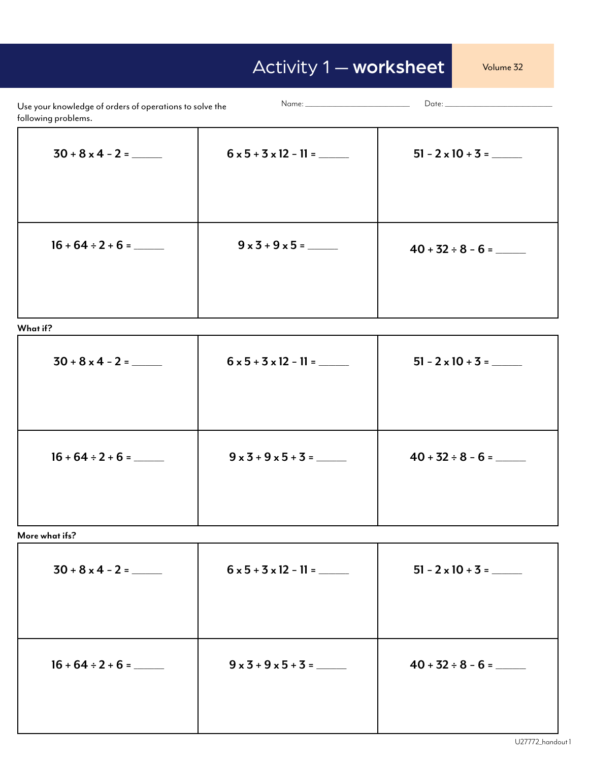# Activity 1 — **worksheet**

Volume 32

Use your knowledge of orders of operations to solve the following problems.

Name: ______________________ Date: ______________________

| | | |
|---|---|---|
| **30 + 8 x 4 – 2 = \_\_\_\_\_\_** | **6 x 5 + 3 x 12 – 11 = \_\_\_\_\_\_** | **51 – 2 x 10 + 3 = \_\_\_\_\_\_** |
| **16 + 64 ÷ 2 + 6 = \_\_\_\_\_\_** | **9 x 3 + 9 x 5 = \_\_\_\_\_\_** | **40 + 32 ÷ 8 – 6 = \_\_\_\_\_\_** |

**What if?**

| | | |
|---|---|---|
| **30 + 8 x 4 – 2 = \_\_\_\_\_\_** | **6 x 5 + 3 x 12 – 11 = \_\_\_\_\_\_** | **51 – 2 x 10 + 3 = \_\_\_\_\_\_** |
| **16 + 64 ÷ 2 + 6 = \_\_\_\_\_\_** | **9 x 3 + 9 x 5 + 3 = \_\_\_\_\_\_** | **40 + 32 ÷ 8 – 6 = \_\_\_\_\_\_** |

**More what ifs?**

| | | |
|---|---|---|
| **30 + 8 x 4 – 2 = \_\_\_\_\_\_** | **6 x 5 + 3 x 12 – 11 = \_\_\_\_\_\_** | **51 – 2 x 10 + 3 = \_\_\_\_\_\_** |
| **16 + 64 ÷ 2 + 6 = \_\_\_\_\_\_** | **9 x 3 + 9 x 5 + 3 = \_\_\_\_\_\_** | **40 + 32 ÷ 8 – 6 = \_\_\_\_\_\_** |

U27772_handout 1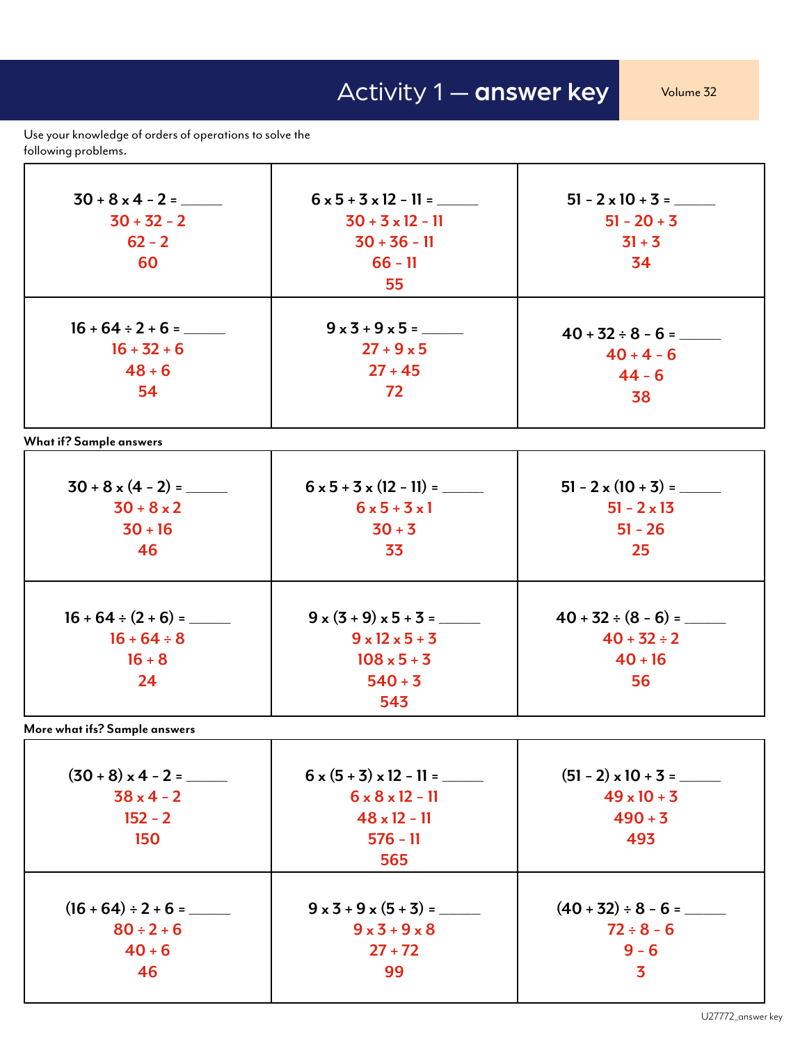# Activity 1 — **answer key**

Volume 32

Use your knowledge of orders of operations to solve the following problems.

| | | |
|---|---|---|
| $30 + 8 \times 4 - 2 =$ ______ <br> $30 + 32 - 2$ <br> $62 - 2$ <br> $60$ | $6 \times 5 + 3 \times 12 - 11 =$ ______ <br> $30 + 3 \times 12 - 11$ <br> $30 + 36 - 11$ <br> $66 - 11$ <br> $55$ | $51 - 2 \times 10 + 3 =$ ______ <br> $51 - 20 + 3$ <br> $31 + 3$ <br> $34$ |
| $16 + 64 \div 2 + 6 =$ ______ <br> $16 + 32 + 6$ <br> $48 + 6$ <br> $54$ | $9 \times 3 + 9 \times 5 =$ ______ <br> $27 + 9 \times 5$ <br> $27 + 45$ <br> $72$ | $40 + 32 \div 8 - 6 =$ ______ <br> $40 + 4 - 6$ <br> $44 - 6$ <br> $38$ |

**What if? Sample answers**

| | | |
|---|---|---|
| $30 + 8 \times (4 - 2) =$ ______ <br> $30 + 8 \times 2$ <br> $30 + 16$ <br> $46$ | $6 \times 5 + 3 \times (12 - 11) =$ ______ <br> $6 \times 5 + 3 \times 1$ <br> $30 + 3$ <br> $33$ | $51 - 2 \times (10 + 3) =$ ______ <br> $51 - 2 \times 13$ <br> $51 - 26$ <br> $25$ |
| $16 + 64 \div (2 + 6) =$ ______ <br> $16 + 64 \div 8$ <br> $16 + 8$ <br> $24$ | $9 \times (3 + 9) \times 5 + 3 =$ ______ <br> $9 \times 12 \times 5 + 3$ <br> $108 \times 5 + 3$ <br> $540 + 3$ <br> $543$ | $40 + 32 \div (8 - 6) =$ ______ <br> $40 + 32 \div 2$ <br> $40 + 16$ <br> $56$ |

**More what ifs? Sample answers**

| | | |
|---|---|---|
| $(30 + 8) \times 4 - 2 =$ ______ <br> $38 \times 4 - 2$ <br> $152 - 2$ <br> $150$ | $6 \times (5 + 3) \times 12 - 11 =$ ______ <br> $6 \times 8 \times 12 - 11$ <br> $48 \times 12 - 11$ <br> $576 - 11$ <br> $565$ | $(51 - 2) \times 10 + 3 =$ ______ <br> $49 \times 10 + 3$ <br> $490 + 3$ <br> $493$ |
| $(16 + 64) \div 2 + 6 =$ ______ <br> $80 \div 2 + 6$ <br> $40 + 6$ <br> $46$ | $9 \times 3 + 9 \times (5 + 3) =$ ______ <br> $9 \times 3 + 9 \times 8$ <br> $27 + 72$ <br> $99$ | $(40 + 32) \div 8 - 6 =$ ______ <br> $72 \div 8 - 6$ <br> $9 - 6$ <br> $3$ |

U27772_answer key